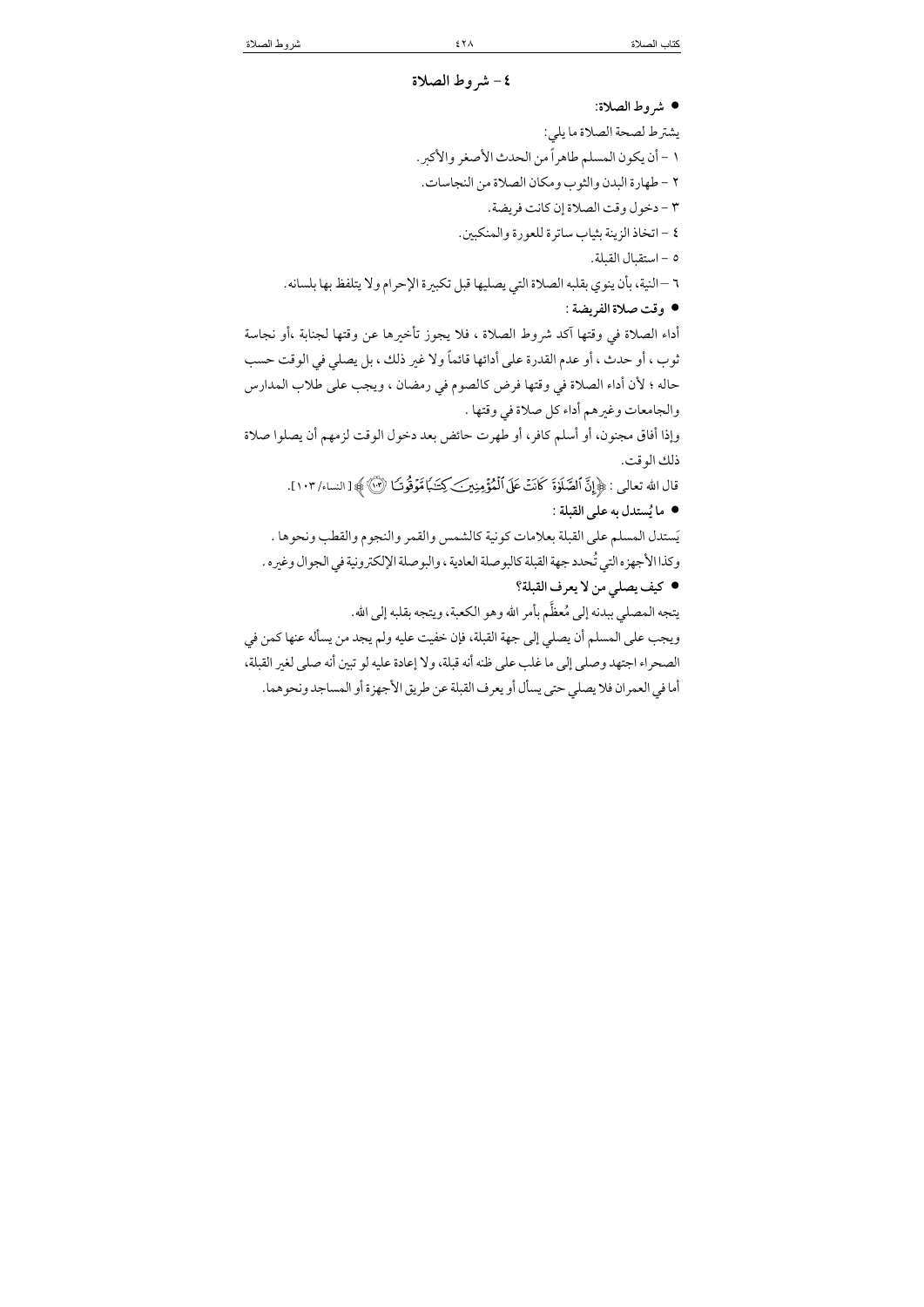## ٤ – شروط الصلاة

### • شروط الصلاة:

يشترط لصحة الصلاة ما يلي:

١ – أن يكون المسلم طاهراً من الحدث الأصغر والأكبر.

٢ – طهارة البدن والثوب ومكان الصلاة من النجاسات.

٣ – دخول وقت الصلاة إن كانت فريضة.

٤ – اتخاذ الزينة بثياب ساترة للعورة والمنكبين.

٥ – استقبال القبلة.

٦ – النية، بأن ينوي بقلبه الصلاة التي يصليها قبل تكبيرة الإحرام ولا يتلفظ بها بلسانه.

### • وقت صلاة الفريضة :

أداء الصلاة في وقتها آكد شروط الصلاة ، فلا يجوز تأخيرها عن وقتها لجنابة ،أو نجاسة ثوب ، أو حدث ، أو عدم القدرة على أدائها قائماً ولا غير ذلك ، بل يصلي في الوقت حسب حاله ؛ لأن أداء الصلاة في وقتها فرض كالصوم في رمضان ، ويجب على طلاب المدارس والجامعات وغيرهم أداء كل صلاة في وقتها .

وإذا أفاق مجنون، أو أسلم كافر، أو طهرت حائض بعد دخول الوقت لزمهم أن يصلوا صلاة ذلك الوقت.

قال الله تعالى : ﴿إِنَّ ٱلصَّلَوٰةَ كَانَتۡ عَلَى ٱلۡمُؤۡمِنِينَ كِتَٰبٗا مَّوۡقُوتٗا ﴿١٠٣﴾﴾ [ النساء/ ١٠٣].

### • ما يُستدل به على القبلة :

يَستدل المسلم على القبلة بعلامات كونية كالشمس والقمر والنجوم والقطب ونحوها .

وكذا الأجهزه التي تُحدد جهة القبلة كالبوصلة العادية ، والبوصلة الإلكترونية في الجوال وغيره .

### • كيف يصلي من لا يعرف القبلة؟

يتجه المصلي ببدنه إلى مُعظَّم بأمر الله وهو الكعبة، ويتجه بقلبه إلى الله.

ويجب على المسلم أن يصلي إلى جهة القبلة، فإن خفيت عليه ولم يجد من يسأله عنها كمن في الصحراء اجتهد وصلى إلى ما غلب على ظنه أنه قبلة، ولا إعادة عليه لو تبين أنه صلى لغير القبلة، أما في العمران فلا يصلي حتى يسأل أو يعرف القبلة عن طريق الأجهزة أو المساجد ونحوهما.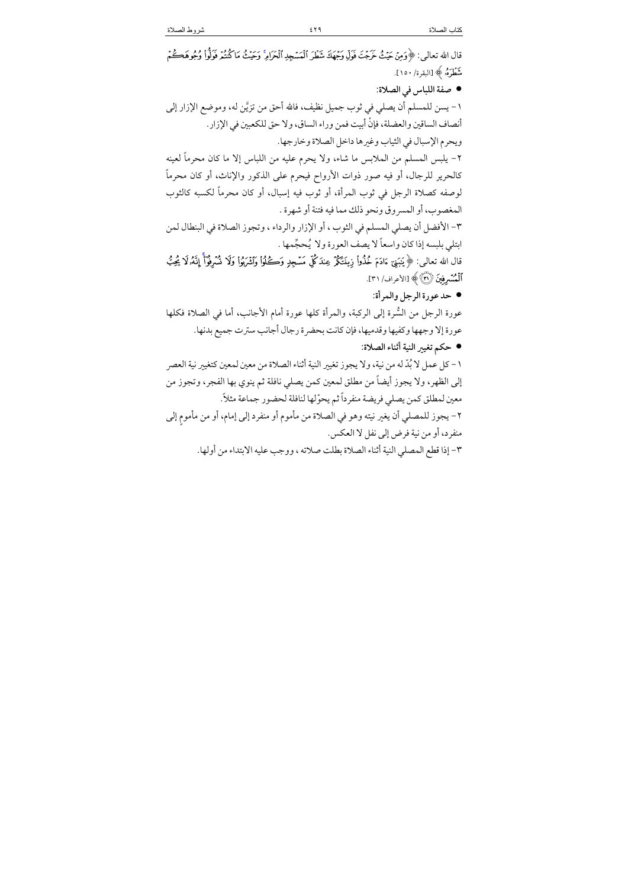قال الله تعالى: ﴿وَمِنْ حَيْثُ خَرَجْتَ فَوَلِّ وَجْهَكَ شَطْرَ ٱلْمَسْجِدِ ٱلْحَرَامِ ۚ وَحَيْثُ مَا كُنتُمْ فَوَلُّوا۟ وُجُوهَكُمْ شَطْرَهُۥ﴾ [البقرة/ ١٥٠].

● **صفة اللباس في الصلاة:**

١- يسن للمسلم أن يصلي في ثوب جميل نظيف، فالله أحق من تزيَّن له، وموضع الإزار إلى أنصاف الساقين والعضلة، فإنْ أبيت فمن وراء الساق، ولا حق للكعبين في الإزار.

ويحرم الإسبال في الثياب وغيرها داخل الصلاة وخارجها.

٢- يلبس المسلم من الملابس ما شاء، ولا يحرم عليه من اللباس إلا ما كان محرماً لعينه كالحرير للرجال، أو فيه صور ذوات الأرواح فيحرم على الذكور والإناث، أو كان محرماً لوصفه كصلاة الرجل في ثوب المرأة، أو ثوب فيه إسبال، أو كان محرماً لكسبه كالثوب المغصوب، أو المسروق ونحو ذلك مما فيه فتنة أو شهرة .

٣- الأفضل أن يصلي المسلم في الثوب ، أو الإزار والرداء ، وتجوز الصلاة في البنطال لمن ابتلي بلبسه إذا كان واسعاً لا يصف العورة ولا يُحجِّمها .

قال الله تعالى: ﴿يَٰبَنِىٓ ءَادَمَ خُذُوا۟ زِينَتَكُمْ عِندَ كُلِّ مَسْجِدٍ وَكُلُوا۟ وَٱشْرَبُوا۟ وَلَا تُسْرِفُوٓا۟ ۚ إِنَّهُۥ لَا يُحِبُّ ٱلْمُسْرِفِينَ ﴿٣١﴾﴾ [الأعراف/ ٣١].

● **حد عورة الرجل والمرأة:**

عورة الرجل من السُّرة إلى الركبة، والمرأة كلها عورة أمام الأجانب، أما في الصلاة فكلها عورة إلا وجهها وكفيها وقدميها، فإن كانت بحضرة رجال أجانب سترت جميع بدنها.

● **حكم تغيير النية أثناء الصلاة:**

١- كل عمل لا بُدّ له من نية، ولا يجوز تغيير النية أثناء الصلاة من معين لمعين كتغيير نية العصر إلى الظهر، ولا يجوز أيضاً من مطلق لمعين كمن يصلي نافلة ثم ينوي بها الفجر، وتجوز من معين لمطلق كمن يصلي فريضة منفرداً ثم يحوّلها لنافلة لحضور جماعة مثلاً.

٢- يجوز للمصلي أن يغير نيته وهو في الصلاة من مأموم أو منفرد إلى إمام، أو من مأموم إلى منفرد، أو من نية فرض إلى نفل لا العكس.

٣- إذا قطع المصلي النية أثناء الصلاة بطلت صلاته ، ووجب عليه الابتداء من أولها.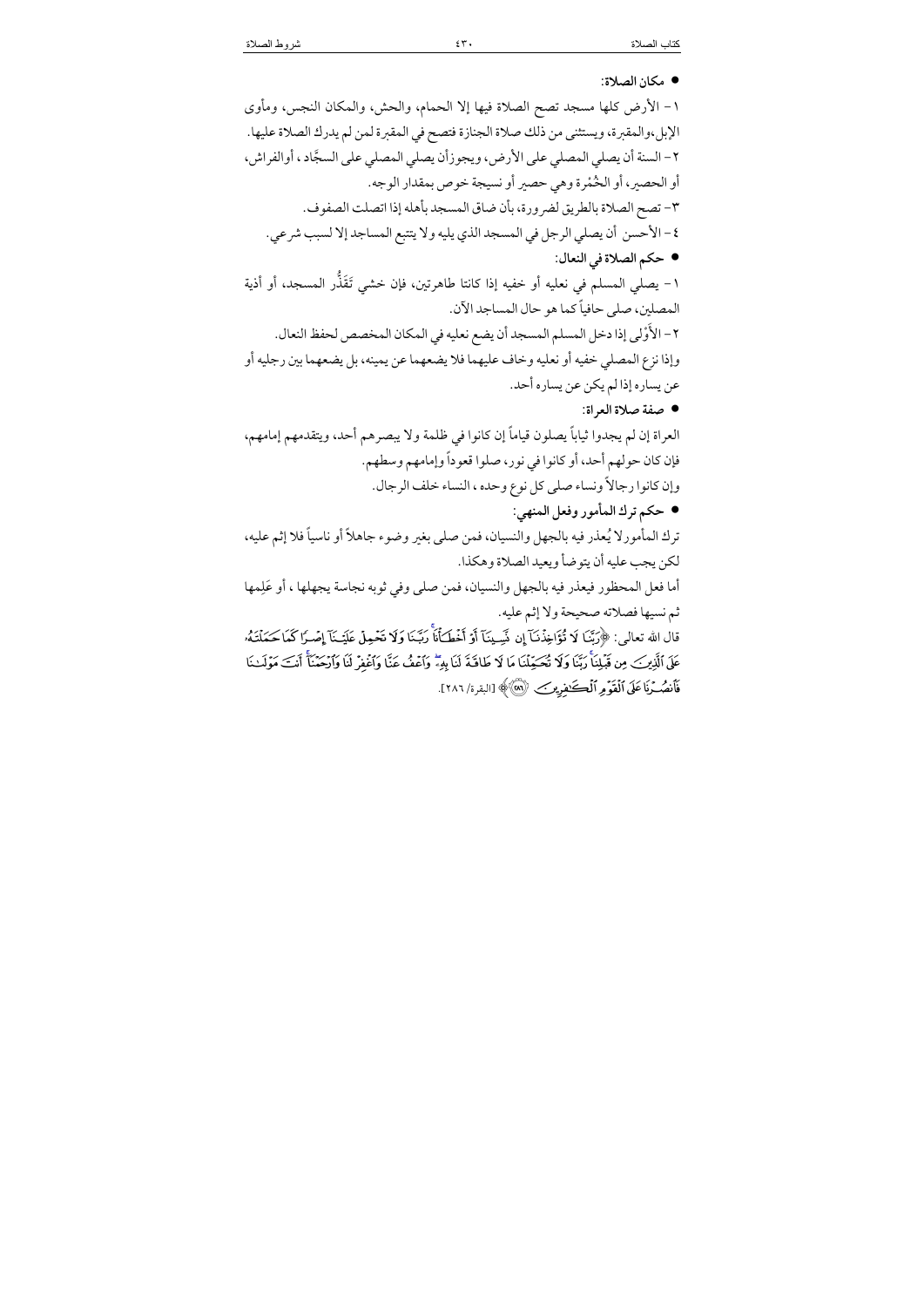- **مكان الصلاة:**

١- الأرض كلها مسجد تصح الصلاة فيها إلا الحمام، والحش، والمكان النجس، ومأوى الإبل،والمقبرة، ويستثنى من ذلك صلاة الجنازة فتصح في المقبرة لمن لم يدرك الصلاة عليها.

٢- السنة أن يصلي المصلي على الأرض، ويجوز أن يصلي المصلي على السجَّاد ، أو الفراش، أو الحصير، أو الخُمْرة وهي حصير أو نسيجة خوص بمقدار الوجه.

٣- تصح الصلاة بالطريق لضرورة، بأن ضاق المسجد بأهله إذا اتصلت الصفوف.

٤- الأحسن أن يصلي الرجل في المسجد الذي يليه ولا يتتبع المساجد إلا لسبب شرعي.

- **حكم الصلاة في النعال:**

١- يصلي المسلم في نعليه أو خفيه إذا كانتا طاهرتين، فإن خشي تَقَذُّر المسجد، أو أذية المصلين، صلى حافياً كما هو حال المساجد الآن.

٢- الأَوْلى إذا دخل المسلم المسجد أن يضع نعليه في المكان المخصص لحفظ النعال.

وإذا نزع المصلي خفيه أو نعليه وخاف عليهما فلا يضعهما عن يمينه، بل يضعهما بين رجليه أو عن يساره إذا لم يكن عن يساره أحد.

- **صفة صلاة العراة:**

العراة إن لم يجدوا ثياباً يصلون قياماً إن كانوا في ظلمة ولا يبصرهم أحد، ويتقدمهم إمامهم، فإن كان حولهم أحد، أو كانوا في نور، صلوا قعوداً وإمامهم وسطهم.

وإن كانوا رجالاً ونساء صلى كل نوع وحده ، النساء خلف الرجال.

- **حكم ترك المأمور وفعل المنهي:**

ترك المأمور لا يُعذر فيه بالجهل والنسيان، فمن صلى بغير وضوء جاهلاً أو ناسياً فلا إثم عليه، لكن يجب عليه أن يتوضأ ويعيد الصلاة وهكذا.

أما فعل المحظور فيعذر فيه بالجهل والنسيان، فمن صلى وفي ثوبه نجاسة يجهلها ، أو عَلِمها ثم نسيها فصلاته صحيحة ولا إثم عليه.

قال الله تعالى: ﴿رَبَّنَا لَا تُؤَاخِذْنَآ إِن نَّسِينَآ أَوْ أَخْطَأْنَاۚ رَبَّنَا وَلَا تَحْمِلْ عَلَيْنَآ إِصْرًا كَمَا حَمَلْتَهُۥ عَلَى ٱلَّذِينَ مِن قَبْلِنَاۚ رَبَّنَا وَلَا تُحَمِّلْنَا مَا لَا طَاقَةَ لَنَا بِهِۦۖ وَٱعْفُ عَنَّا وَٱغْفِرْ لَنَا وَٱرْحَمْنَآۚ أَنتَ مَوْلَىٰنَا فَٱنصُرْنَا عَلَى ٱلْقَوْمِ ٱلْكَٰفِرِينَ ﴿٢٨٦﴾﴾ [البقرة/ ٢٨٦].